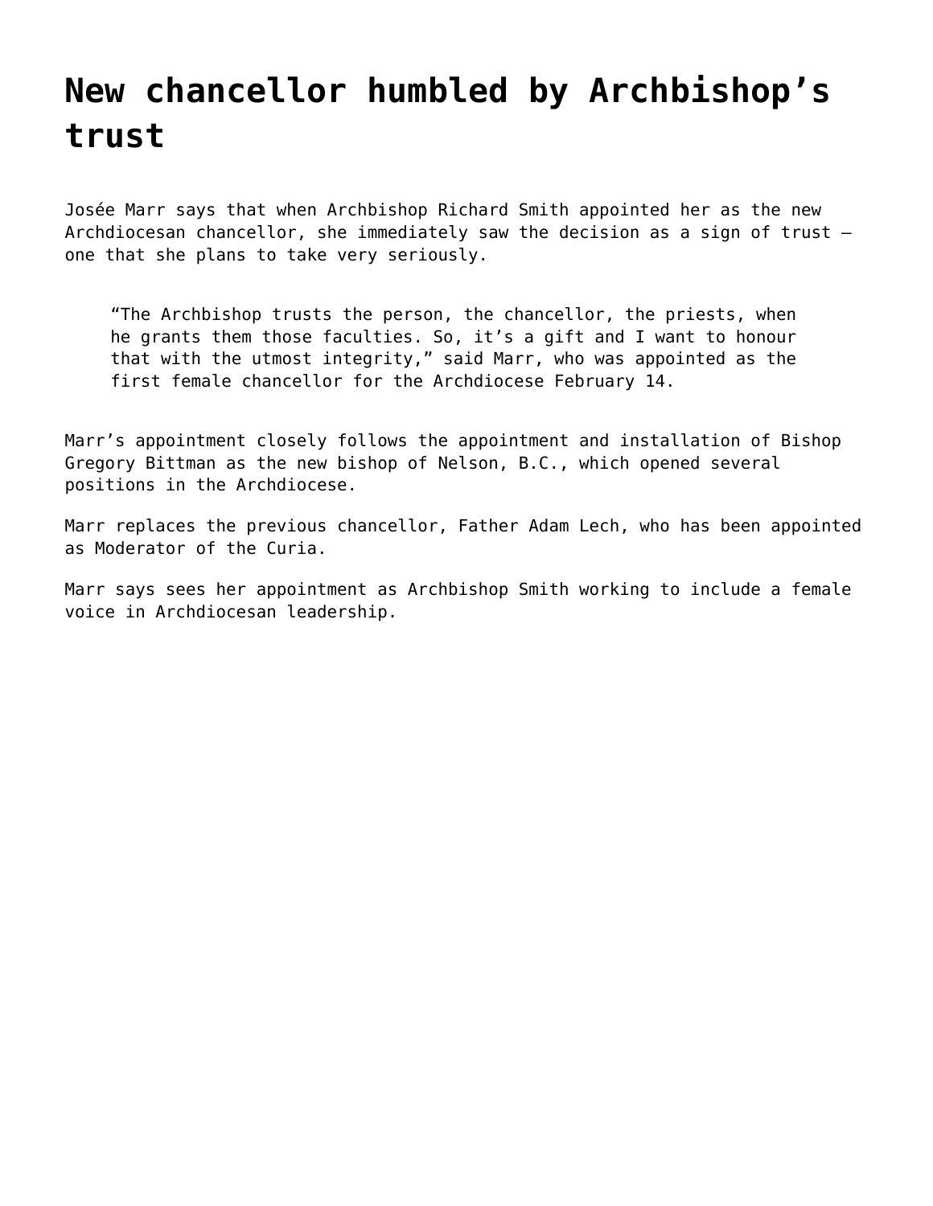# New chancellor humbled by Archbishop's trust

Josée Marr says that when Archbishop Richard Smith appointed her as the new Archdiocesan chancellor, she immediately saw the decision as a sign of trust – one that she plans to take very seriously.

> "The Archbishop trusts the person, the chancellor, the priests, when he grants them those faculties. So, it's a gift and I want to honour that with the utmost integrity," said Marr, who was appointed as the first female chancellor for the Archdiocese February 14.

Marr's appointment closely follows the appointment and installation of Bishop Gregory Bittman as the new bishop of Nelson, B.C., which opened several positions in the Archdiocese.

Marr replaces the previous chancellor, Father Adam Lech, who has been appointed as Moderator of the Curia.

Marr says sees her appointment as Archbishop Smith working to include a female voice in Archdiocesan leadership.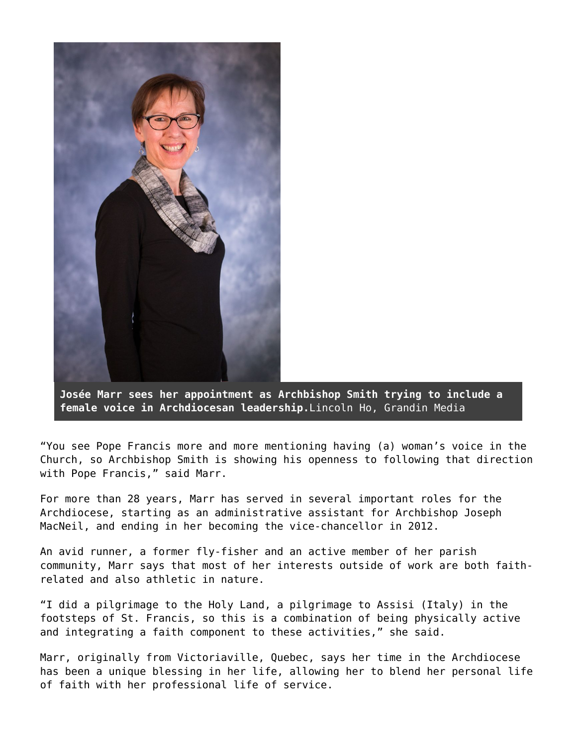**Josée Marr sees her appointment as Archbishop Smith trying to include a female voice in Archdiocesan leadership.**Lincoln Ho, Grandin Media

"You see Pope Francis more and more mentioning having (a) woman's voice in the Church, so Archbishop Smith is showing his openness to following that direction with Pope Francis," said Marr.

For more than 28 years, Marr has served in several important roles for the Archdiocese, starting as an administrative assistant for Archbishop Joseph MacNeil, and ending in her becoming the vice-chancellor in 2012.

An avid runner, a former fly-fisher and an active member of her parish community, Marr says that most of her interests outside of work are both faith-related and also athletic in nature.

"I did a pilgrimage to the Holy Land, a pilgrimage to Assisi (Italy) in the footsteps of St. Francis, so this is a combination of being physically active and integrating a faith component to these activities," she said.

Marr, originally from Victoriaville, Quebec, says her time in the Archdiocese has been a unique blessing in her life, allowing her to blend her personal life of faith with her professional life of service.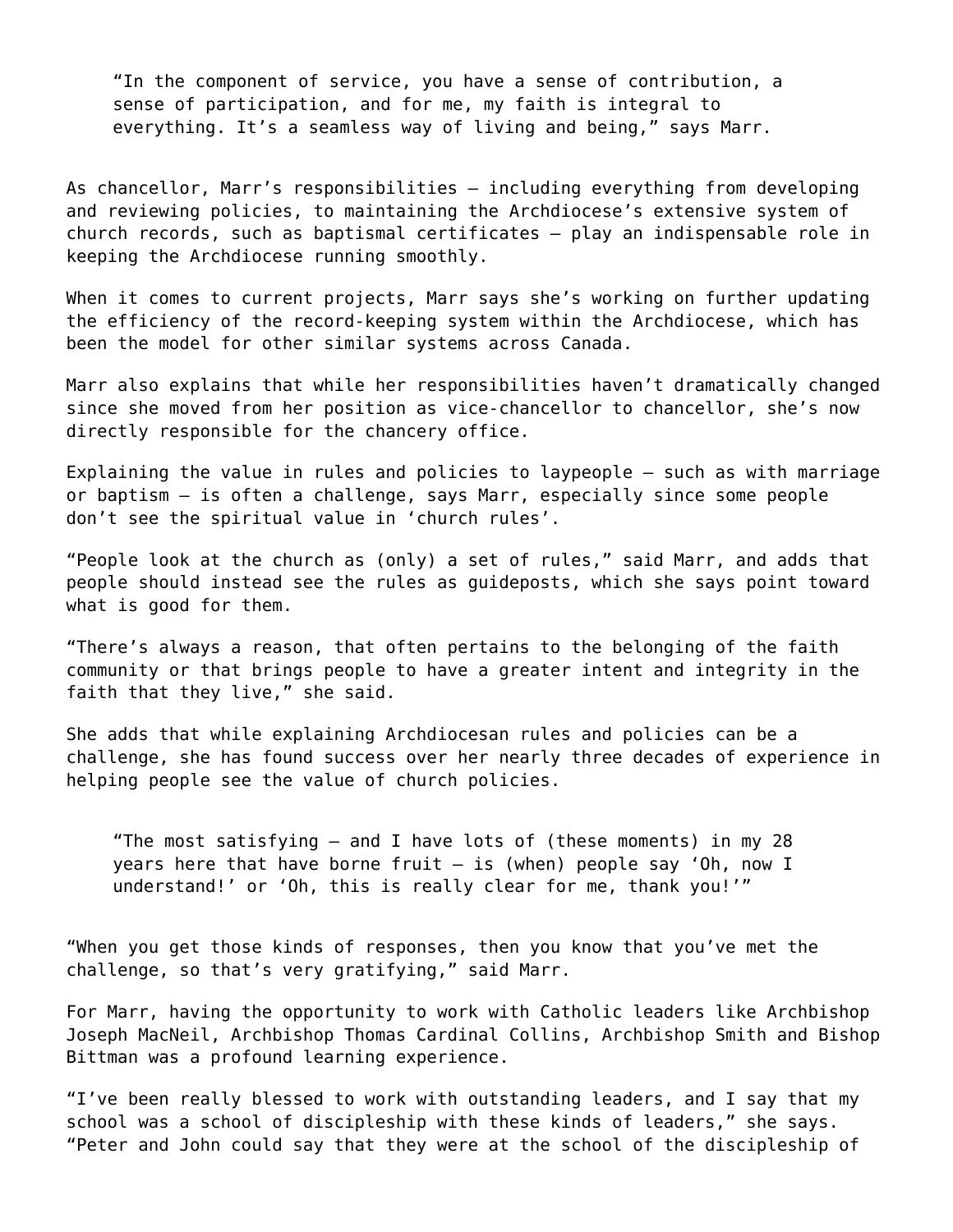> "In the component of service, you have a sense of contribution, a sense of participation, and for me, my faith is integral to everything. It's a seamless way of living and being," says Marr.

As chancellor, Marr's responsibilities – including everything from developing and reviewing policies, to maintaining the Archdiocese's extensive system of church records, such as baptismal certificates – play an indispensable role in keeping the Archdiocese running smoothly.

When it comes to current projects, Marr says she's working on further updating the efficiency of the record-keeping system within the Archdiocese, which has been the model for other similar systems across Canada.

Marr also explains that while her responsibilities haven't dramatically changed since she moved from her position as vice-chancellor to chancellor, she's now directly responsible for the chancery office.

Explaining the value in rules and policies to laypeople – such as with marriage or baptism – is often a challenge, says Marr, especially since some people don't see the spiritual value in 'church rules'.

"People look at the church as (only) a set of rules," said Marr, and adds that people should instead see the rules as guideposts, which she says point toward what is good for them.

"There's always a reason, that often pertains to the belonging of the faith community or that brings people to have a greater intent and integrity in the faith that they live," she said.

She adds that while explaining Archdiocesan rules and policies can be a challenge, she has found success over her nearly three decades of experience in helping people see the value of church policies.

> "The most satisfying – and I have lots of (these moments) in my 28 years here that have borne fruit – is (when) people say 'Oh, now I understand!' or 'Oh, this is really clear for me, thank you!'"

"When you get those kinds of responses, then you know that you've met the challenge, so that's very gratifying," said Marr.

For Marr, having the opportunity to work with Catholic leaders like Archbishop Joseph MacNeil, Archbishop Thomas Cardinal Collins, Archbishop Smith and Bishop Bittman was a profound learning experience.

"I've been really blessed to work with outstanding leaders, and I say that my school was a school of discipleship with these kinds of leaders," she says. "Peter and John could say that they were at the school of the discipleship of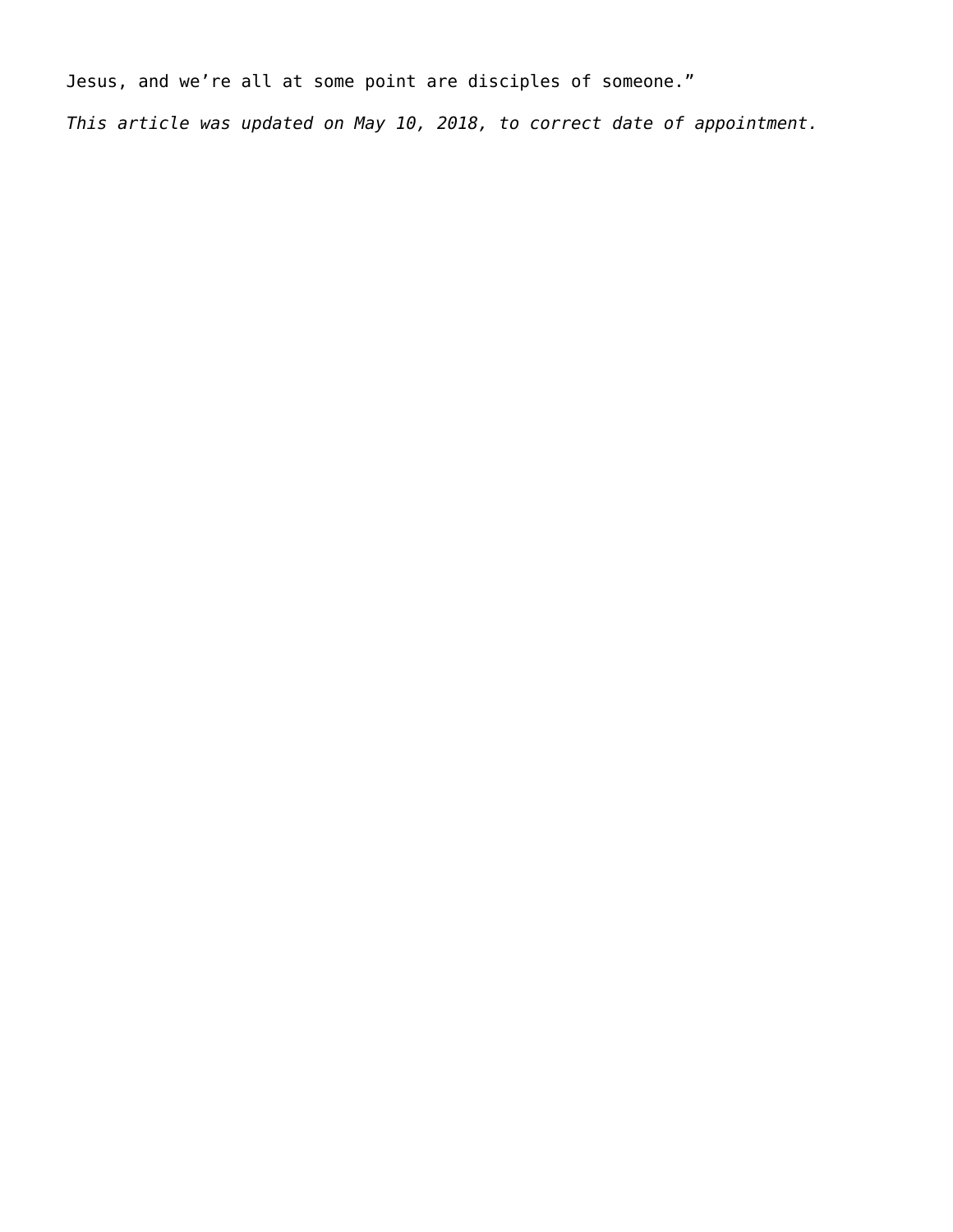Jesus, and we’re all at some point are disciples of someone.”

*This article was updated on May 10, 2018, to correct date of appointment.*